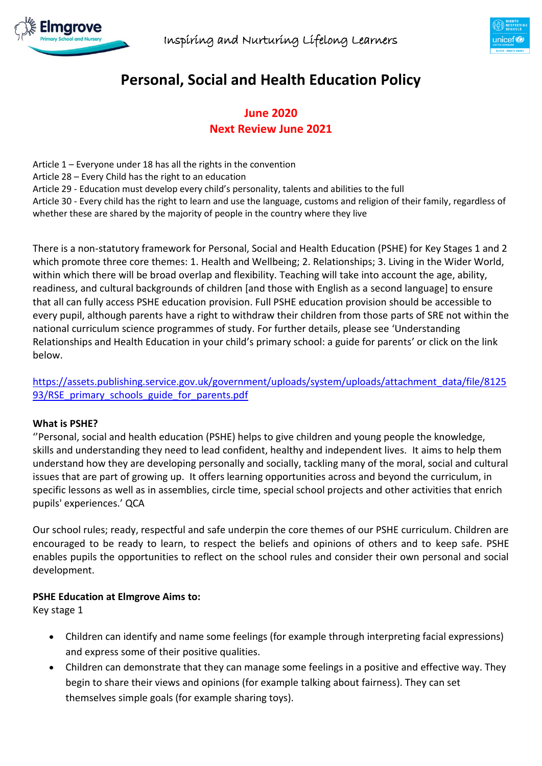# Personal, Social and Health Education Policy

**June 2020**
**Next Review June 2021**

Article 1 – Everyone under 18 has all the rights in the convention
Article 28 – Every Child has the right to an education
Article 29 - Education must develop every child's personality, talents and abilities to the full
Article 30 - Every child has the right to learn and use the language, customs and religion of their family, regardless of whether these are shared by the majority of people in the country where they live

There is a non-statutory framework for Personal, Social and Health Education (PSHE) for Key Stages 1 and 2 which promote three core themes: 1. Health and Wellbeing; 2. Relationships; 3. Living in the Wider World, within which there will be broad overlap and flexibility. Teaching will take into account the age, ability, readiness, and cultural backgrounds of children [and those with English as a second language] to ensure that all can fully access PSHE education provision. Full PSHE education provision should be accessible to every pupil, although parents have a right to withdraw their children from those parts of SRE not within the national curriculum science programmes of study. For further details, please see 'Understanding Relationships and Health Education in your child's primary school: a guide for parents' or click on the link below.

https://assets.publishing.service.gov.uk/government/uploads/system/uploads/attachment_data/file/812593/RSE_primary_schools_guide_for_parents.pdf

**What is PSHE?**
''Personal, social and health education (PSHE) helps to give children and young people the knowledge, skills and understanding they need to lead confident, healthy and independent lives. It aims to help them understand how they are developing personally and socially, tackling many of the moral, social and cultural issues that are part of growing up. It offers learning opportunities across and beyond the curriculum, in specific lessons as well as in assemblies, circle time, special school projects and other activities that enrich pupils' experiences.' QCA

Our school rules; ready, respectful and safe underpin the core themes of our PSHE curriculum. Children are encouraged to be ready to learn, to respect the beliefs and opinions of others and to keep safe. PSHE enables pupils the opportunities to reflect on the school rules and consider their own personal and social development.

**PSHE Education at Elmgrove Aims to:**
Key stage 1

- Children can identify and name some feelings (for example through interpreting facial expressions) and express some of their positive qualities.
- Children can demonstrate that they can manage some feelings in a positive and effective way. They begin to share their views and opinions (for example talking about fairness). They can set themselves simple goals (for example sharing toys).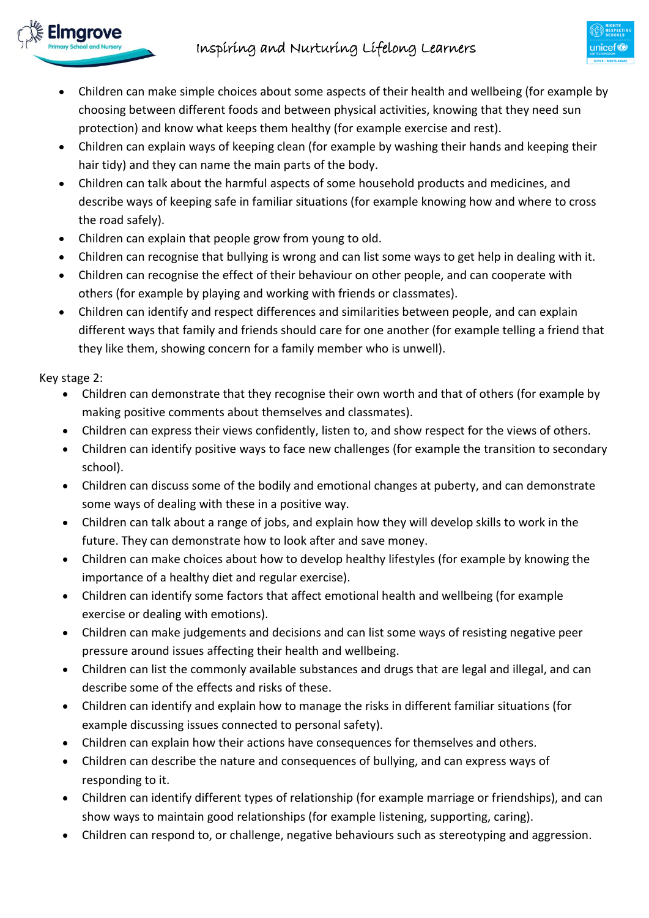- Children can make simple choices about some aspects of their health and wellbeing (for example by choosing between different foods and between physical activities, knowing that they need sun protection) and know what keeps them healthy (for example exercise and rest).
- Children can explain ways of keeping clean (for example by washing their hands and keeping their hair tidy) and they can name the main parts of the body.
- Children can talk about the harmful aspects of some household products and medicines, and describe ways of keeping safe in familiar situations (for example knowing how and where to cross the road safely).
- Children can explain that people grow from young to old.
- Children can recognise that bullying is wrong and can list some ways to get help in dealing with it.
- Children can recognise the effect of their behaviour on other people, and can cooperate with others (for example by playing and working with friends or classmates).
- Children can identify and respect differences and similarities between people, and can explain different ways that family and friends should care for one another (for example telling a friend that they like them, showing concern for a family member who is unwell).

Key stage 2:

- Children can demonstrate that they recognise their own worth and that of others (for example by making positive comments about themselves and classmates).
- Children can express their views confidently, listen to, and show respect for the views of others.
- Children can identify positive ways to face new challenges (for example the transition to secondary school).
- Children can discuss some of the bodily and emotional changes at puberty, and can demonstrate some ways of dealing with these in a positive way.
- Children can talk about a range of jobs, and explain how they will develop skills to work in the future. They can demonstrate how to look after and save money.
- Children can make choices about how to develop healthy lifestyles (for example by knowing the importance of a healthy diet and regular exercise).
- Children can identify some factors that affect emotional health and wellbeing (for example exercise or dealing with emotions).
- Children can make judgements and decisions and can list some ways of resisting negative peer pressure around issues affecting their health and wellbeing.
- Children can list the commonly available substances and drugs that are legal and illegal, and can describe some of the effects and risks of these.
- Children can identify and explain how to manage the risks in different familiar situations (for example discussing issues connected to personal safety).
- Children can explain how their actions have consequences for themselves and others.
- Children can describe the nature and consequences of bullying, and can express ways of responding to it.
- Children can identify different types of relationship (for example marriage or friendships), and can show ways to maintain good relationships (for example listening, supporting, caring).
- Children can respond to, or challenge, negative behaviours such as stereotyping and aggression.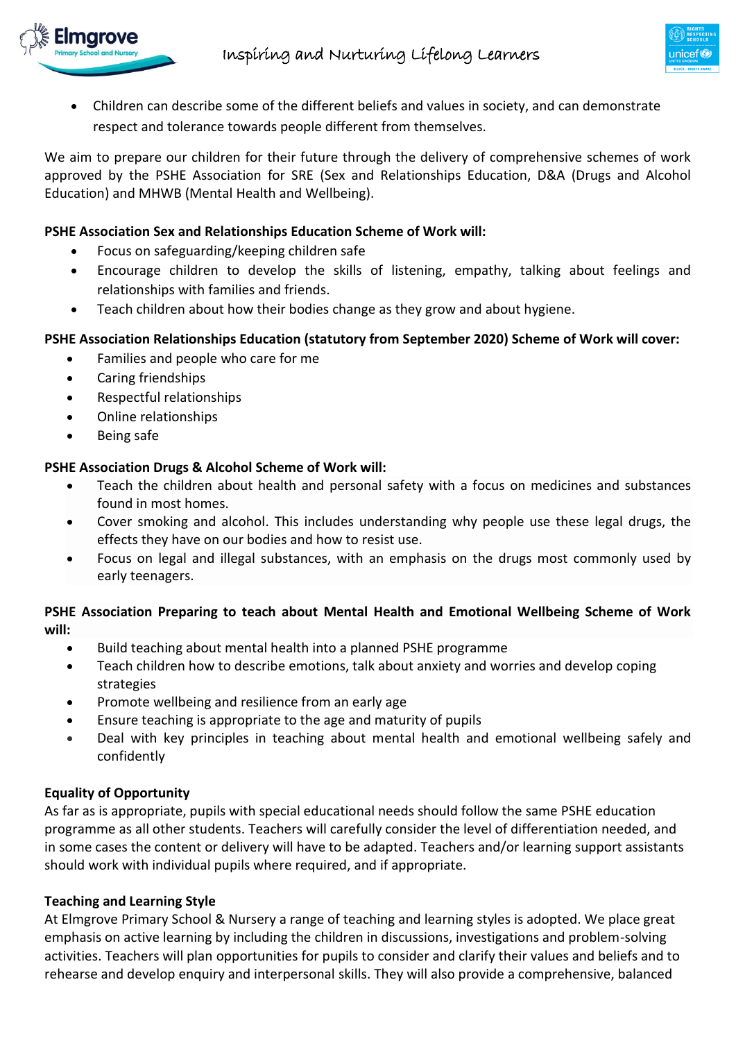- Children can describe some of the different beliefs and values in society, and can demonstrate respect and tolerance towards people different from themselves.

We aim to prepare our children for their future through the delivery of comprehensive schemes of work approved by the PSHE Association for SRE (Sex and Relationships Education, D&A (Drugs and Alcohol Education) and MHWB (Mental Health and Wellbeing).

**PSHE Association Sex and Relationships Education Scheme of Work will:**

- Focus on safeguarding/keeping children safe
- Encourage children to develop the skills of listening, empathy, talking about feelings and relationships with families and friends.
- Teach children about how their bodies change as they grow and about hygiene.

**PSHE Association Relationships Education (statutory from September 2020) Scheme of Work will cover:**

- Families and people who care for me
- Caring friendships
- Respectful relationships
- Online relationships
- Being safe

**PSHE Association Drugs & Alcohol Scheme of Work will:**

- Teach the children about health and personal safety with a focus on medicines and substances found in most homes.
- Cover smoking and alcohol. This includes understanding why people use these legal drugs, the effects they have on our bodies and how to resist use.
- Focus on legal and illegal substances, with an emphasis on the drugs most commonly used by early teenagers.

**PSHE Association Preparing to teach about Mental Health and Emotional Wellbeing Scheme of Work will:**

- Build teaching about mental health into a planned PSHE programme
- Teach children how to describe emotions, talk about anxiety and worries and develop coping strategies
- Promote wellbeing and resilience from an early age
- Ensure teaching is appropriate to the age and maturity of pupils
- Deal with key principles in teaching about mental health and emotional wellbeing safely and confidently

**Equality of Opportunity**

As far as is appropriate, pupils with special educational needs should follow the same PSHE education programme as all other students. Teachers will carefully consider the level of differentiation needed, and in some cases the content or delivery will have to be adapted. Teachers and/or learning support assistants should work with individual pupils where required, and if appropriate.

**Teaching and Learning Style**

At Elmgrove Primary School & Nursery a range of teaching and learning styles is adopted. We place great emphasis on active learning by including the children in discussions, investigations and problem-solving activities. Teachers will plan opportunities for pupils to consider and clarify their values and beliefs and to rehearse and develop enquiry and interpersonal skills. They will also provide a comprehensive, balanced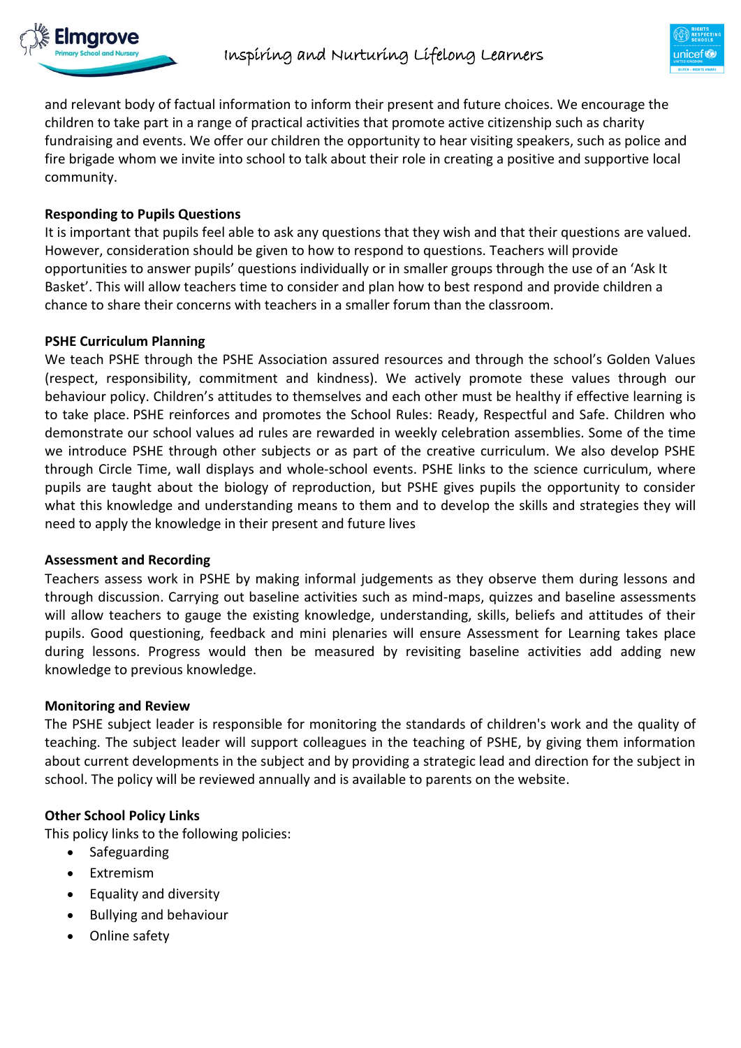and relevant body of factual information to inform their present and future choices. We encourage the children to take part in a range of practical activities that promote active citizenship such as charity fundraising and events. We offer our children the opportunity to hear visiting speakers, such as police and fire brigade whom we invite into school to talk about their role in creating a positive and supportive local community.

**Responding to Pupils Questions**

It is important that pupils feel able to ask any questions that they wish and that their questions are valued. However, consideration should be given to how to respond to questions. Teachers will provide opportunities to answer pupils' questions individually or in smaller groups through the use of an 'Ask It Basket'. This will allow teachers time to consider and plan how to best respond and provide children a chance to share their concerns with teachers in a smaller forum than the classroom.

**PSHE Curriculum Planning**

We teach PSHE through the PSHE Association assured resources and through the school's Golden Values (respect, responsibility, commitment and kindness). We actively promote these values through our behaviour policy. Children's attitudes to themselves and each other must be healthy if effective learning is to take place. PSHE reinforces and promotes the School Rules: Ready, Respectful and Safe. Children who demonstrate our school values ad rules are rewarded in weekly celebration assemblies. Some of the time we introduce PSHE through other subjects or as part of the creative curriculum. We also develop PSHE through Circle Time, wall displays and whole-school events. PSHE links to the science curriculum, where pupils are taught about the biology of reproduction, but PSHE gives pupils the opportunity to consider what this knowledge and understanding means to them and to develop the skills and strategies they will need to apply the knowledge in their present and future lives

**Assessment and Recording**

Teachers assess work in PSHE by making informal judgements as they observe them during lessons and through discussion. Carrying out baseline activities such as mind-maps, quizzes and baseline assessments will allow teachers to gauge the existing knowledge, understanding, skills, beliefs and attitudes of their pupils. Good questioning, feedback and mini plenaries will ensure Assessment for Learning takes place during lessons. Progress would then be measured by revisiting baseline activities add adding new knowledge to previous knowledge.

**Monitoring and Review**

The PSHE subject leader is responsible for monitoring the standards of children's work and the quality of teaching. The subject leader will support colleagues in the teaching of PSHE, by giving them information about current developments in the subject and by providing a strategic lead and direction for the subject in school. The policy will be reviewed annually and is available to parents on the website.

**Other School Policy Links**

This policy links to the following policies:

- Safeguarding
- Extremism
- Equality and diversity
- Bullying and behaviour
- Online safety